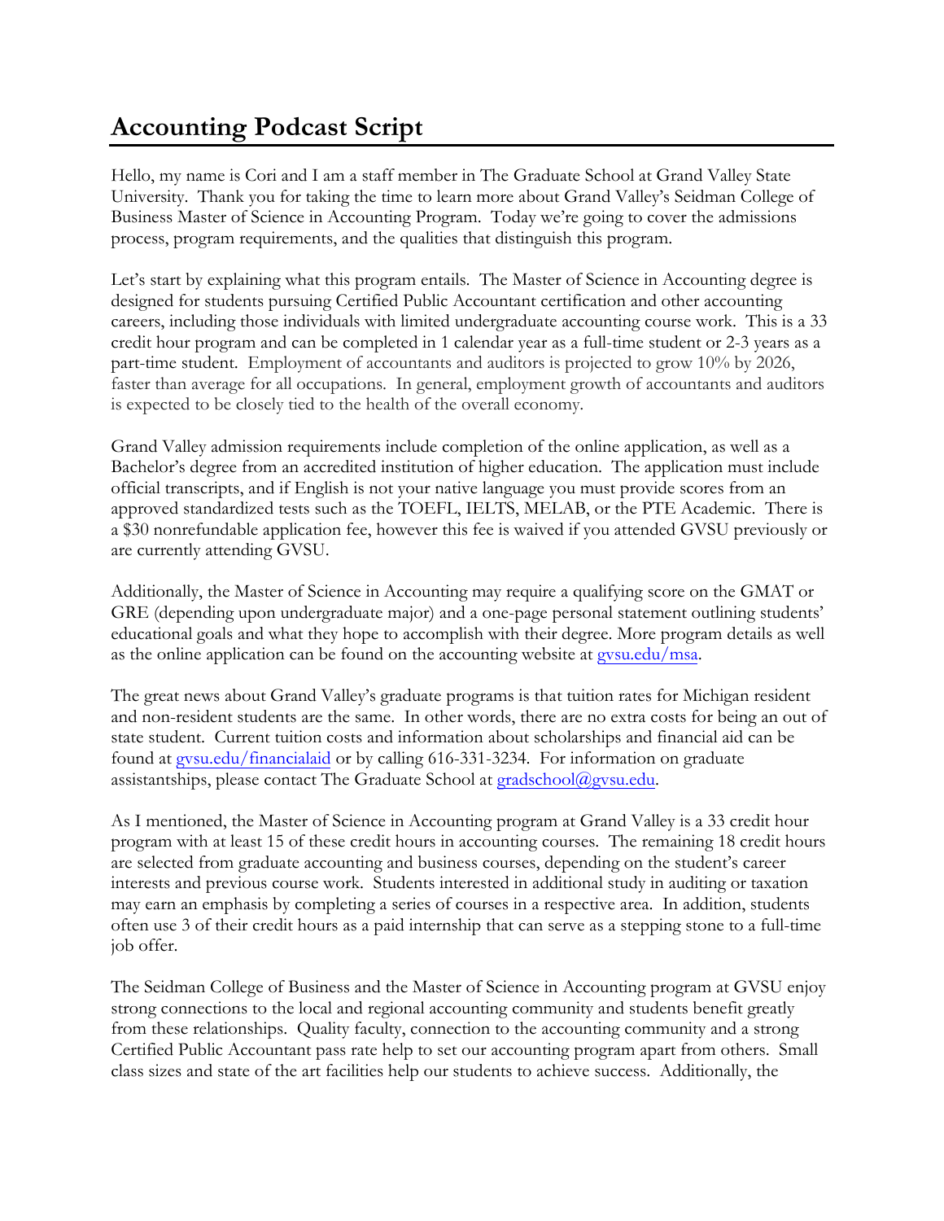# Accounting Podcast Script

Hello, my name is Cori and I am a staff member in The Graduate School at Grand Valley State University. Thank you for taking the time to learn more about Grand Valley's Seidman College of Business Master of Science in Accounting Program. Today we're going to cover the admissions process, program requirements, and the qualities that distinguish this program.

Let's start by explaining what this program entails. The Master of Science in Accounting degree is designed for students pursuing Certified Public Accountant certification and other accounting careers, including those individuals with limited undergraduate accounting course work. This is a 33 credit hour program and can be completed in 1 calendar year as a full-time student or 2-3 years as a part-time student. Employment of accountants and auditors is projected to grow 10% by 2026, faster than average for all occupations. In general, employment growth of accountants and auditors is expected to be closely tied to the health of the overall economy.

Grand Valley admission requirements include completion of the online application, as well as a Bachelor's degree from an accredited institution of higher education. The application must include official transcripts, and if English is not your native language you must provide scores from an approved standardized tests such as the TOEFL, IELTS, MELAB, or the PTE Academic. There is a $30 nonrefundable application fee, however this fee is waived if you attended GVSU previously or are currently attending GVSU.

Additionally, the Master of Science in Accounting may require a qualifying score on the GMAT or GRE (depending upon undergraduate major) and a one-page personal statement outlining students' educational goals and what they hope to accomplish with their degree. More program details as well as the online application can be found on the accounting website at gvsu.edu/msa.

The great news about Grand Valley's graduate programs is that tuition rates for Michigan resident and non-resident students are the same. In other words, there are no extra costs for being an out of state student. Current tuition costs and information about scholarships and financial aid can be found at gvsu.edu/financialaid or by calling 616-331-3234. For information on graduate assistantships, please contact The Graduate School at gradschool@gvsu.edu.

As I mentioned, the Master of Science in Accounting program at Grand Valley is a 33 credit hour program with at least 15 of these credit hours in accounting courses. The remaining 18 credit hours are selected from graduate accounting and business courses, depending on the student's career interests and previous course work. Students interested in additional study in auditing or taxation may earn an emphasis by completing a series of courses in a respective area. In addition, students often use 3 of their credit hours as a paid internship that can serve as a stepping stone to a full-time job offer.

The Seidman College of Business and the Master of Science in Accounting program at GVSU enjoy strong connections to the local and regional accounting community and students benefit greatly from these relationships. Quality faculty, connection to the accounting community and a strong Certified Public Accountant pass rate help to set our accounting program apart from others. Small class sizes and state of the art facilities help our students to achieve success. Additionally, the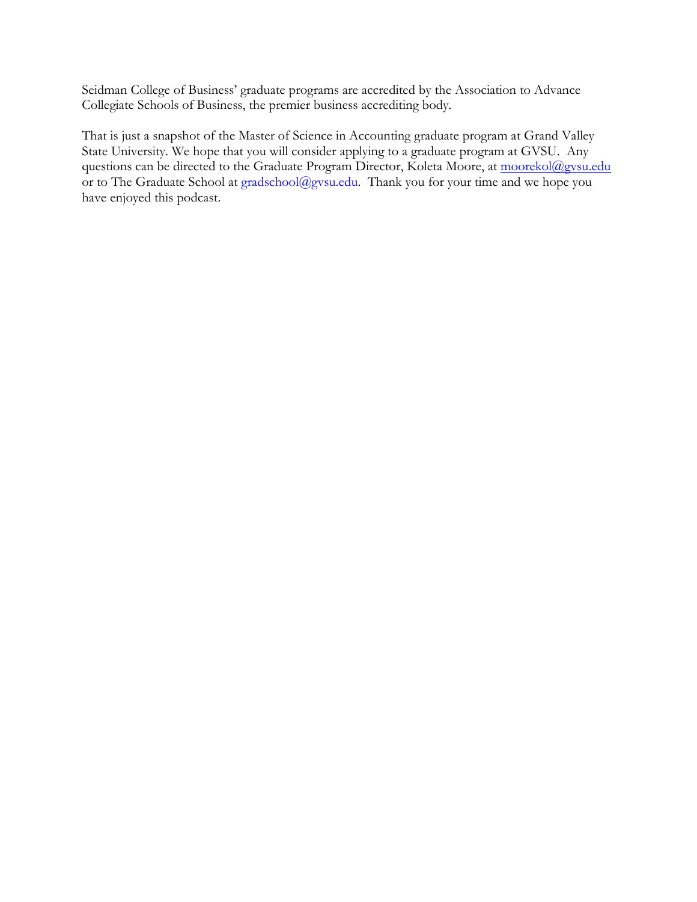Seidman College of Business' graduate programs are accredited by the Association to Advance Collegiate Schools of Business, the premier business accrediting body.

That is just a snapshot of the Master of Science in Accounting graduate program at Grand Valley State University. We hope that you will consider applying to a graduate program at GVSU. Any questions can be directed to the Graduate Program Director, Koleta Moore, at moorekol@gvsu.edu or to The Graduate School at gradschool@gvsu.edu. Thank you for your time and we hope you have enjoyed this podcast.